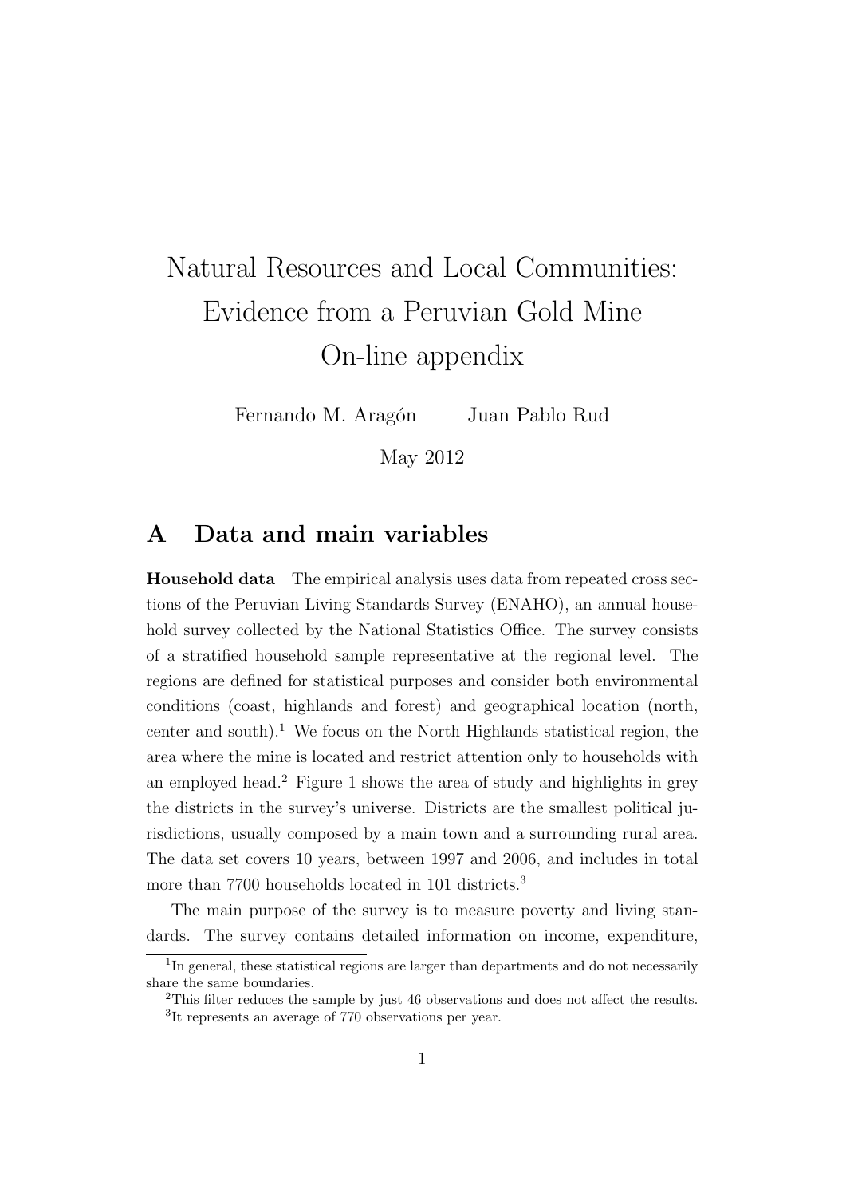# Natural Resources and Local Communities: Evidence from a Peruvian Gold Mine On-line appendix

Fernando M. Aragón    Juan Pablo Rud

May 2012

## A Data and main variables

**Household data** The empirical analysis uses data from repeated cross sections of the Peruvian Living Standards Survey (ENAHO), an annual household survey collected by the National Statistics Office. The survey consists of a stratified household sample representative at the regional level. The regions are defined for statistical purposes and consider both environmental conditions (coast, highlands and forest) and geographical location (north, center and south).[1] We focus on the North Highlands statistical region, the area where the mine is located and restrict attention only to households with an employed head.[2] Figure 1 shows the area of study and highlights in grey the districts in the survey's universe. Districts are the smallest political jurisdictions, usually composed by a main town and a surrounding rural area. The data set covers 10 years, between 1997 and 2006, and includes in total more than 7700 households located in 101 districts.[3]

The main purpose of the survey is to measure poverty and living standards. The survey contains detailed information on income, expenditure,

[1] In general, these statistical regions are larger than departments and do not necessarily share the same boundaries.

[2] This filter reduces the sample by just 46 observations and does not affect the results.

[3] It represents an average of 770 observations per year.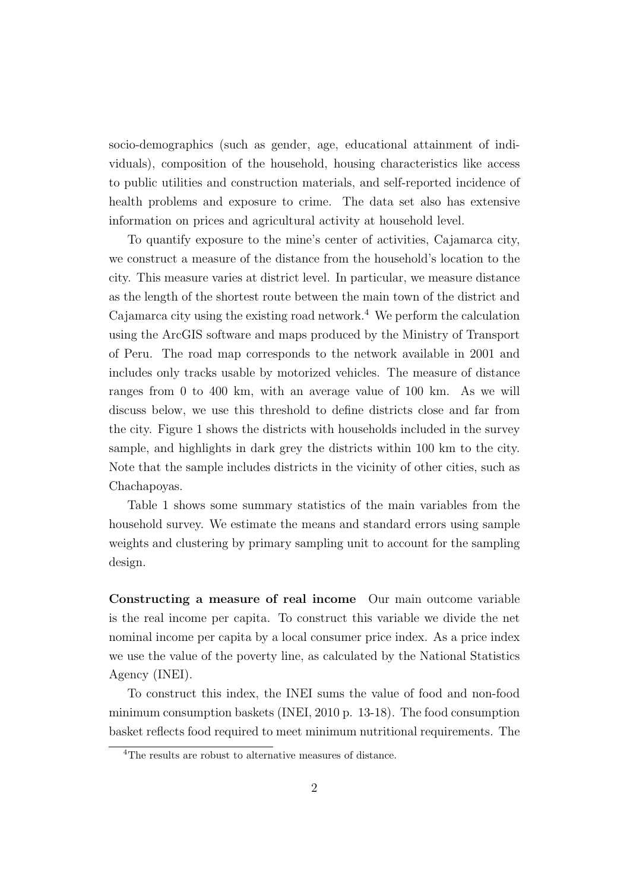socio-demographics (such as gender, age, educational attainment of individuals), composition of the household, housing characteristics like access to public utilities and construction materials, and self-reported incidence of health problems and exposure to crime. The data set also has extensive information on prices and agricultural activity at household level.

To quantify exposure to the mine's center of activities, Cajamarca city, we construct a measure of the distance from the household's location to the city. This measure varies at district level. In particular, we measure distance as the length of the shortest route between the main town of the district and Cajamarca city using the existing road network.[4] We perform the calculation using the ArcGIS software and maps produced by the Ministry of Transport of Peru. The road map corresponds to the network available in 2001 and includes only tracks usable by motorized vehicles. The measure of distance ranges from 0 to 400 km, with an average value of 100 km. As we will discuss below, we use this threshold to define districts close and far from the city. Figure 1 shows the districts with households included in the survey sample, and highlights in dark grey the districts within 100 km to the city. Note that the sample includes districts in the vicinity of other cities, such as Chachapoyas.

Table 1 shows some summary statistics of the main variables from the household survey. We estimate the means and standard errors using sample weights and clustering by primary sampling unit to account for the sampling design.

**Constructing a measure of real income** Our main outcome variable is the real income per capita. To construct this variable we divide the net nominal income per capita by a local consumer price index. As a price index we use the value of the poverty line, as calculated by the National Statistics Agency (INEI).

To construct this index, the INEI sums the value of food and non-food minimum consumption baskets (INEI, 2010 p. 13-18). The food consumption basket reflects food required to meet minimum nutritional requirements. The

[4]The results are robust to alternative measures of distance.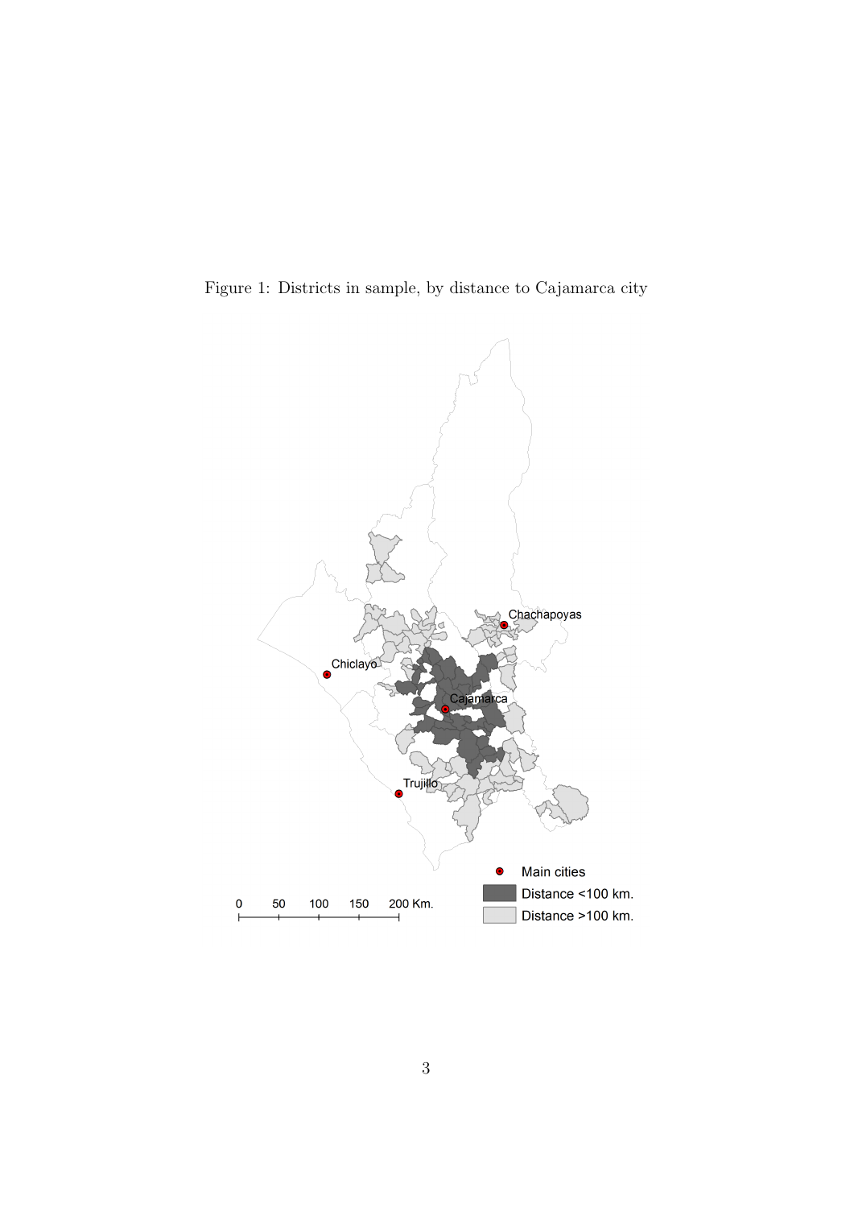Figure 1: Districts in sample, by distance to Cajamarca city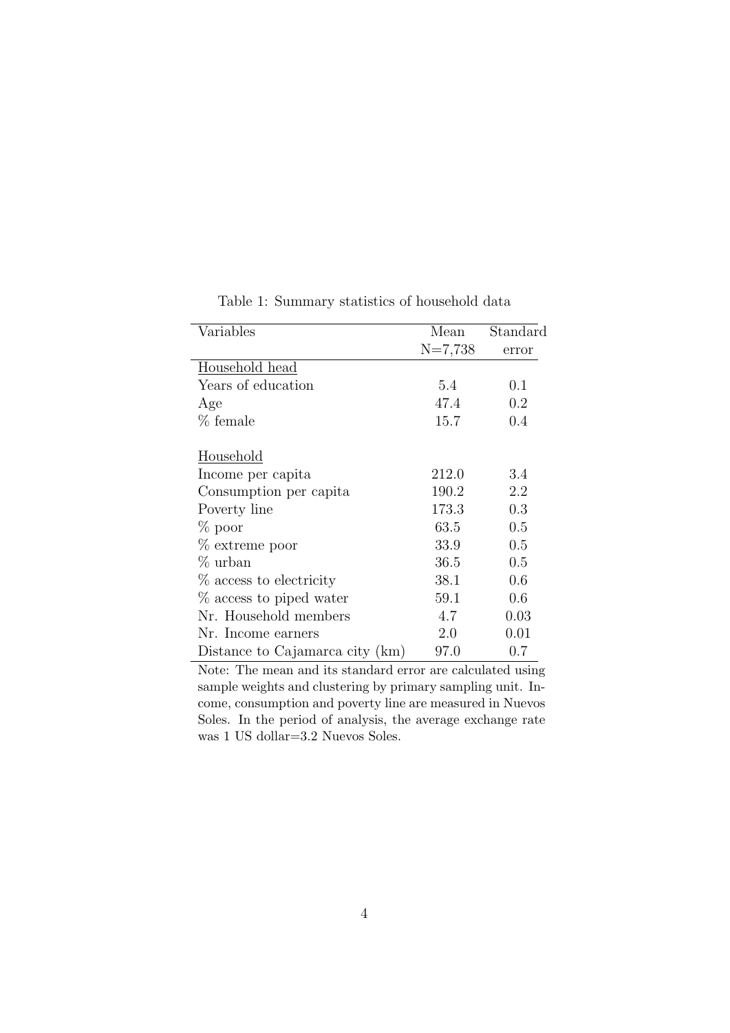Table 1: Summary statistics of household data

| Variables | Mean N=7,738 | Standard error |
|---|---|---|
| Household head | | |
| Years of education | 5.4 | 0.1 |
| Age | 47.4 | 0.2 |
| % female | 15.7 | 0.4 |
| | | |
| Household | | |
| Income per capita | 212.0 | 3.4 |
| Consumption per capita | 190.2 | 2.2 |
| Poverty line | 173.3 | 0.3 |
| % poor | 63.5 | 0.5 |
| % extreme poor | 33.9 | 0.5 |
| % urban | 36.5 | 0.5 |
| % access to electricity | 38.1 | 0.6 |
| % access to piped water | 59.1 | 0.6 |
| Nr. Household members | 4.7 | 0.03 |
| Nr. Income earners | 2.0 | 0.01 |
| Distance to Cajamarca city (km) | 97.0 | 0.7 |

Note: The mean and its standard error are calculated using sample weights and clustering by primary sampling unit. Income, consumption and poverty line are measured in Nuevos Soles. In the period of analysis, the average exchange rate was 1 US dollar=3.2 Nuevos Soles.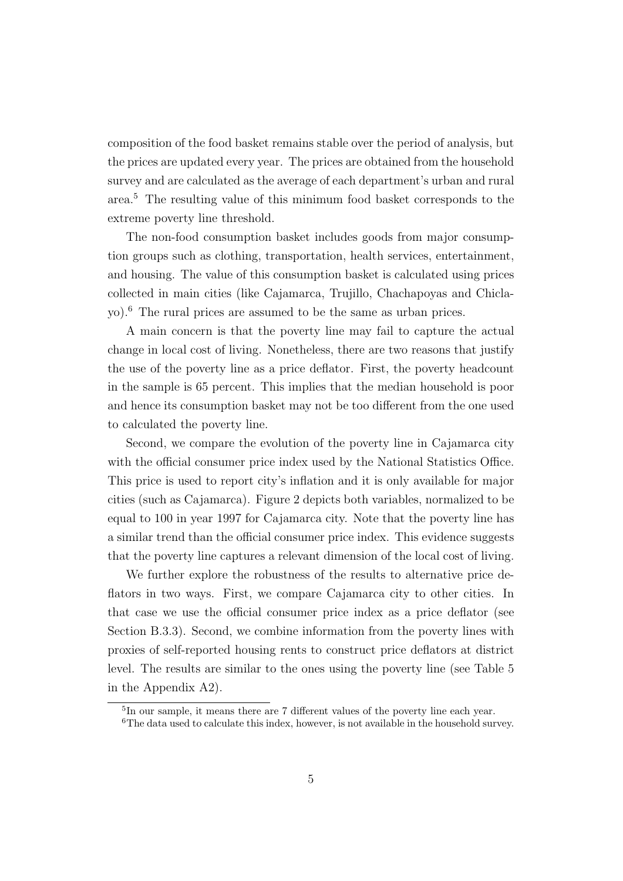composition of the food basket remains stable over the period of analysis, but the prices are updated every year. The prices are obtained from the household survey and are calculated as the average of each department's urban and rural area.[5] The resulting value of this minimum food basket corresponds to the extreme poverty line threshold.

The non-food consumption basket includes goods from major consumption groups such as clothing, transportation, health services, entertainment, and housing. The value of this consumption basket is calculated using prices collected in main cities (like Cajamarca, Trujillo, Chachapoyas and Chiclayo).[6] The rural prices are assumed to be the same as urban prices.

A main concern is that the poverty line may fail to capture the actual change in local cost of living. Nonetheless, there are two reasons that justify the use of the poverty line as a price deflator. First, the poverty headcount in the sample is 65 percent. This implies that the median household is poor and hence its consumption basket may not be too different from the one used to calculated the poverty line.

Second, we compare the evolution of the poverty line in Cajamarca city with the official consumer price index used by the National Statistics Office. This price is used to report city's inflation and it is only available for major cities (such as Cajamarca). Figure 2 depicts both variables, normalized to be equal to 100 in year 1997 for Cajamarca city. Note that the poverty line has a similar trend than the official consumer price index. This evidence suggests that the poverty line captures a relevant dimension of the local cost of living.

We further explore the robustness of the results to alternative price deflators in two ways. First, we compare Cajamarca city to other cities. In that case we use the official consumer price index as a price deflator (see Section B.3.3). Second, we combine information from the poverty lines with proxies of self-reported housing rents to construct price deflators at district level. The results are similar to the ones using the poverty line (see Table 5 in the Appendix A2).

[5] In our sample, it means there are 7 different values of the poverty line each year.

[6] The data used to calculate this index, however, is not available in the household survey.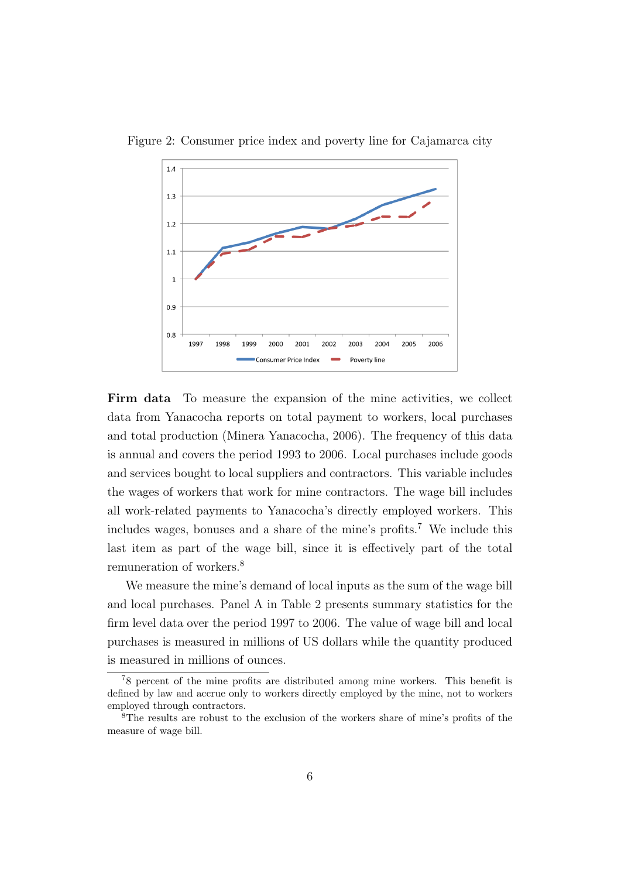Figure 2: Consumer price index and poverty line for Cajamarca city

**Firm data** To measure the expansion of the mine activities, we collect data from Yanacocha reports on total payment to workers, local purchases and total production (Minera Yanacocha, 2006). The frequency of this data is annual and covers the period 1993 to 2006. Local purchases include goods and services bought to local suppliers and contractors. This variable includes the wages of workers that work for mine contractors. The wage bill includes all work-related payments to Yanacocha's directly employed workers. This includes wages, bonuses and a share of the mine's profits.[7] We include this last item as part of the wage bill, since it is effectively part of the total remuneration of workers.[8]

We measure the mine's demand of local inputs as the sum of the wage bill and local purchases. Panel A in Table 2 presents summary statistics for the firm level data over the period 1997 to 2006. The value of wage bill and local purchases is measured in millions of US dollars while the quantity produced is measured in millions of ounces.

[7] 8 percent of the mine profits are distributed among mine workers. This benefit is defined by law and accrue only to workers directly employed by the mine, not to workers employed through contractors.

[8] The results are robust to the exclusion of the workers share of mine's profits of the measure of wage bill.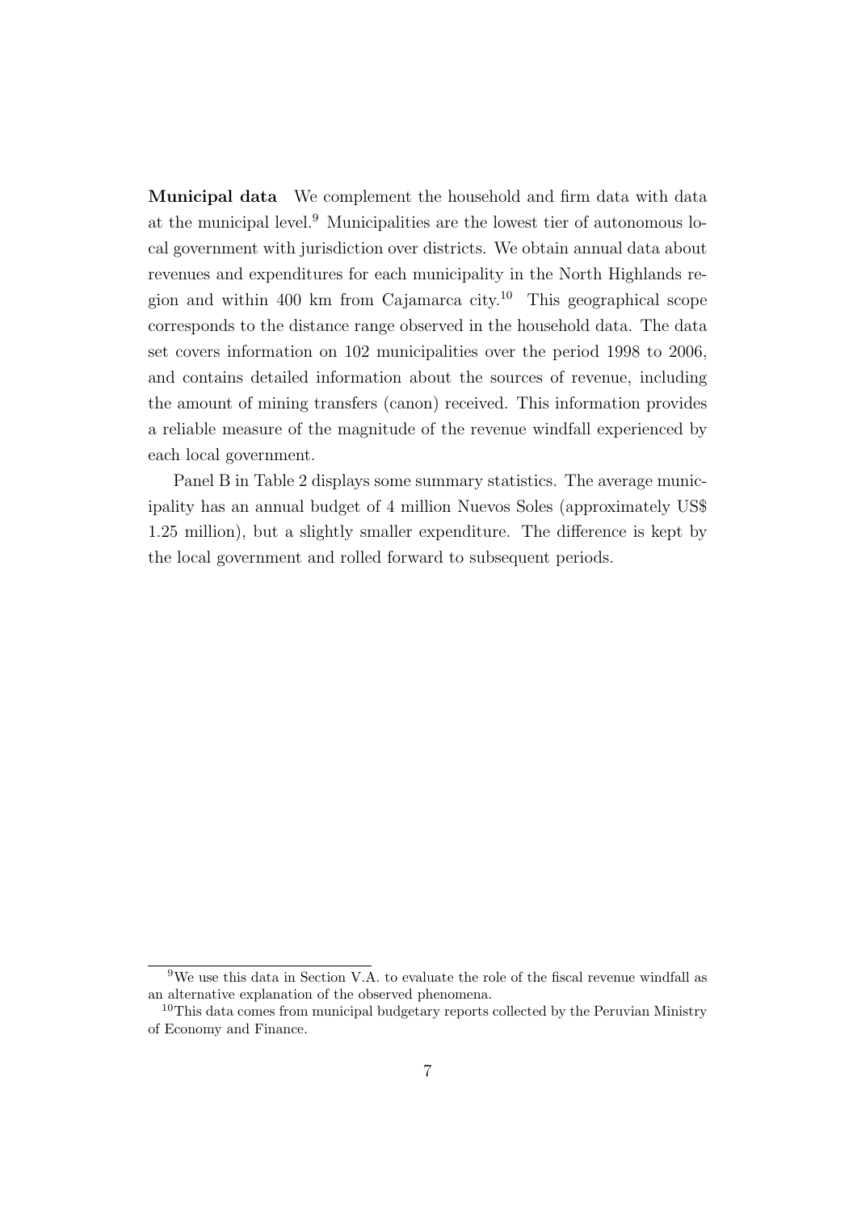**Municipal data** We complement the household and firm data with data at the municipal level.[9] Municipalities are the lowest tier of autonomous local government with jurisdiction over districts. We obtain annual data about revenues and expenditures for each municipality in the North Highlands region and within 400 km from Cajamarca city.[10] This geographical scope corresponds to the distance range observed in the household data. The data set covers information on 102 municipalities over the period 1998 to 2006, and contains detailed information about the sources of revenue, including the amount of mining transfers (canon) received. This information provides a reliable measure of the magnitude of the revenue windfall experienced by each local government.

Panel B in Table 2 displays some summary statistics. The average municipality has an annual budget of 4 million Nuevos Soles (approximately US$ 1.25 million), but a slightly smaller expenditure. The difference is kept by the local government and rolled forward to subsequent periods.

---

[9] We use this data in Section V.A. to evaluate the role of the fiscal revenue windfall as an alternative explanation of the observed phenomena.

[10] This data comes from municipal budgetary reports collected by the Peruvian Ministry of Economy and Finance.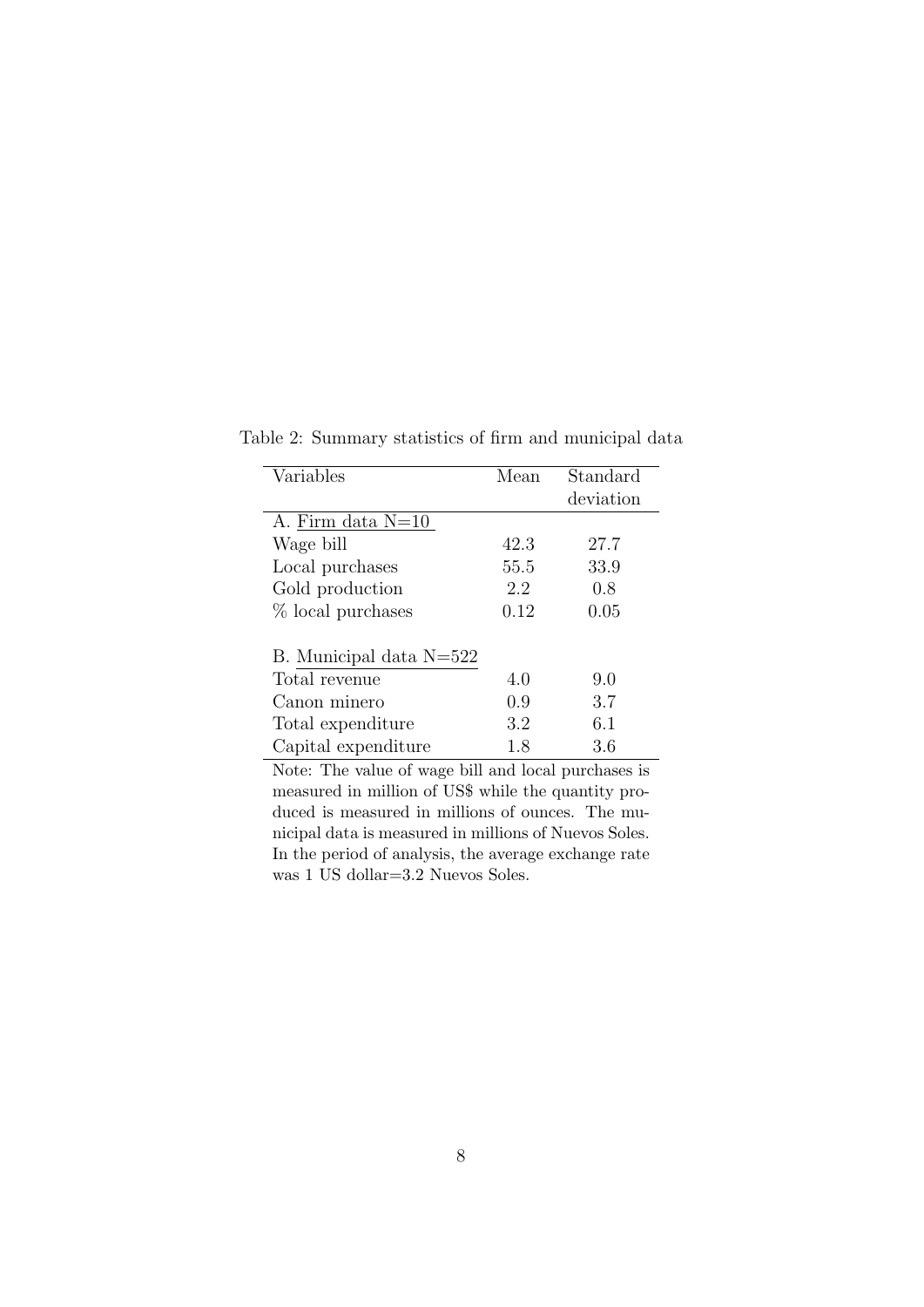Table 2: Summary statistics of firm and municipal data

| Variables | Mean | Standard deviation |
|---|---|---|
| A. Firm data N=10 | | |
| Wage bill | 42.3 | 27.7 |
| Local purchases | 55.5 | 33.9 |
| Gold production | 2.2 | 0.8 |
| % local purchases | 0.12 | 0.05 |
| | | |
| B. Municipal data N=522 | | |
| Total revenue | 4.0 | 9.0 |
| Canon minero | 0.9 | 3.7 |
| Total expenditure | 3.2 | 6.1 |
| Capital expenditure | 1.8 | 3.6 |

Note: The value of wage bill and local purchases is measured in million of US$ while the quantity produced is measured in millions of ounces. The municipal data is measured in millions of Nuevos Soles. In the period of analysis, the average exchange rate was 1 US dollar=3.2 Nuevos Soles.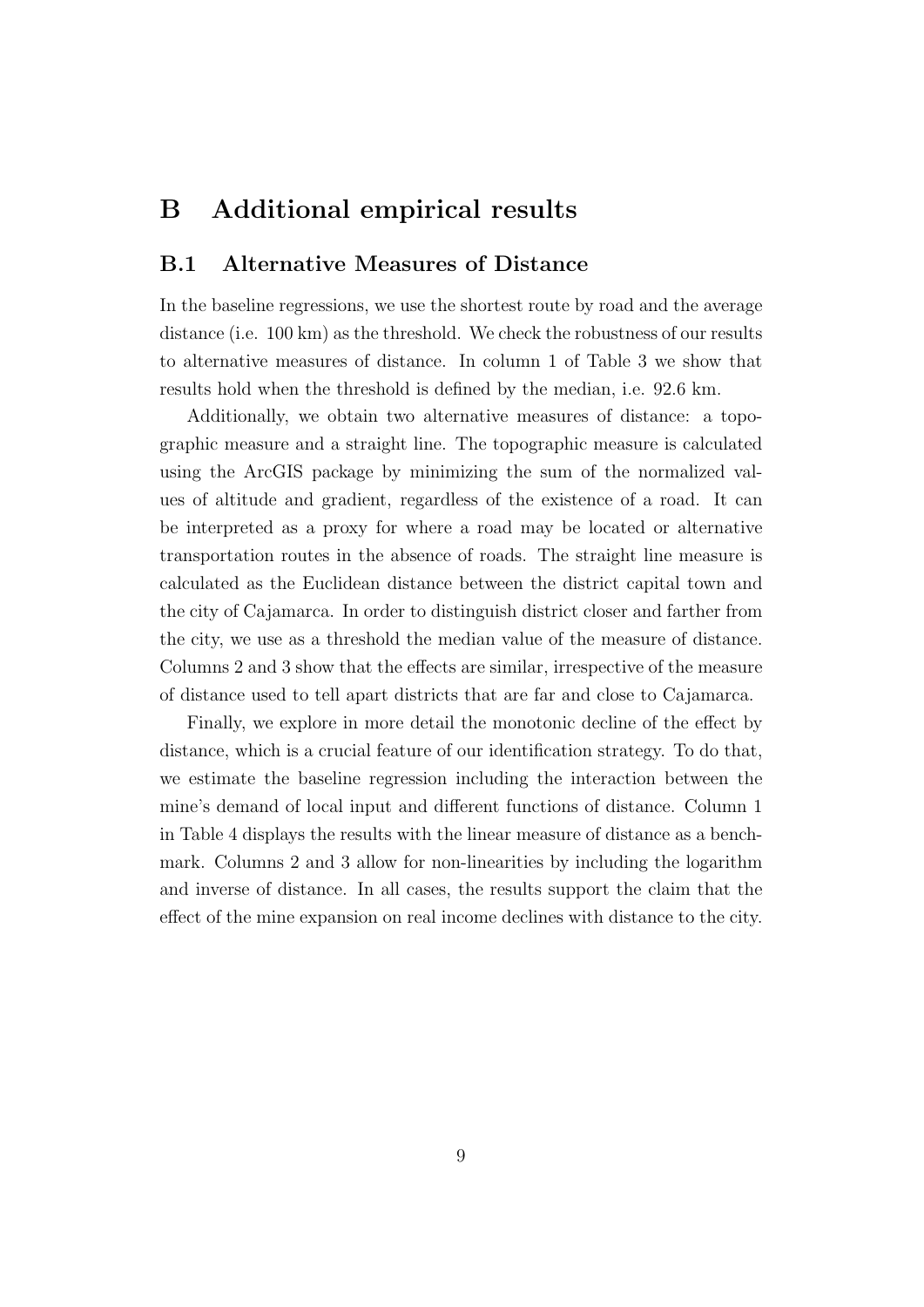# B Additional empirical results

## B.1 Alternative Measures of Distance

In the baseline regressions, we use the shortest route by road and the average distance (i.e. 100 km) as the threshold. We check the robustness of our results to alternative measures of distance. In column 1 of Table 3 we show that results hold when the threshold is defined by the median, i.e. 92.6 km.

Additionally, we obtain two alternative measures of distance: a topographic measure and a straight line. The topographic measure is calculated using the ArcGIS package by minimizing the sum of the normalized values of altitude and gradient, regardless of the existence of a road. It can be interpreted as a proxy for where a road may be located or alternative transportation routes in the absence of roads. The straight line measure is calculated as the Euclidean distance between the district capital town and the city of Cajamarca. In order to distinguish district closer and farther from the city, we use as a threshold the median value of the measure of distance. Columns 2 and 3 show that the effects are similar, irrespective of the measure of distance used to tell apart districts that are far and close to Cajamarca.

Finally, we explore in more detail the monotonic decline of the effect by distance, which is a crucial feature of our identification strategy. To do that, we estimate the baseline regression including the interaction between the mine's demand of local input and different functions of distance. Column 1 in Table 4 displays the results with the linear measure of distance as a benchmark. Columns 2 and 3 allow for non-linearities by including the logarithm and inverse of distance. In all cases, the results support the claim that the effect of the mine expansion on real income declines with distance to the city.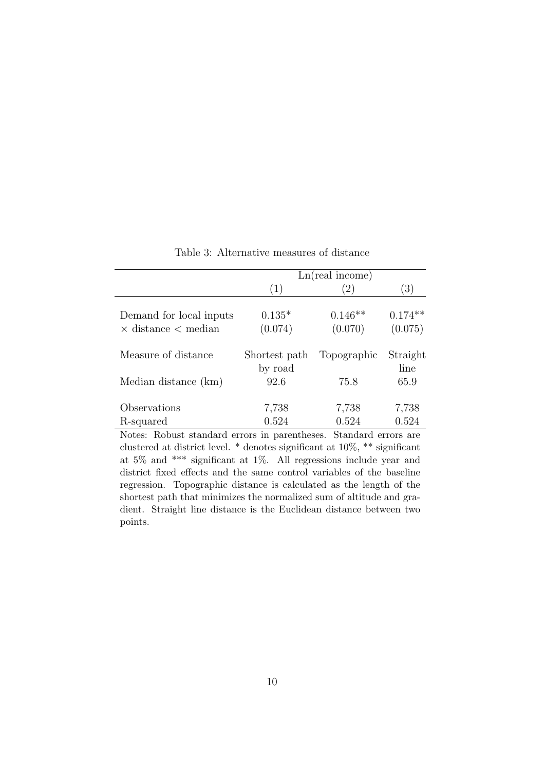Table 3: Alternative measures of distance

| | Ln(real income) | | |
|---|---|---|---|
| | (1) | (2) | (3) |
| Demand for local inputs | 0.135* | 0.146** | 0.174** |
| × distance < median | (0.074) | (0.070) | (0.075) |
| Measure of distance | Shortest path by road | Topographic | Straight line |
| Median distance (km) | 92.6 | 75.8 | 65.9 |
| Observations | 7,738 | 7,738 | 7,738 |
| R-squared | 0.524 | 0.524 | 0.524 |

Notes: Robust standard errors in parentheses. Standard errors are clustered at district level. * denotes significant at 10%, ** significant at 5% and *** significant at 1%. All regressions include year and district fixed effects and the same control variables of the baseline regression. Topographic distance is calculated as the length of the shortest path that minimizes the normalized sum of altitude and gradient. Straight line distance is the Euclidean distance between two points.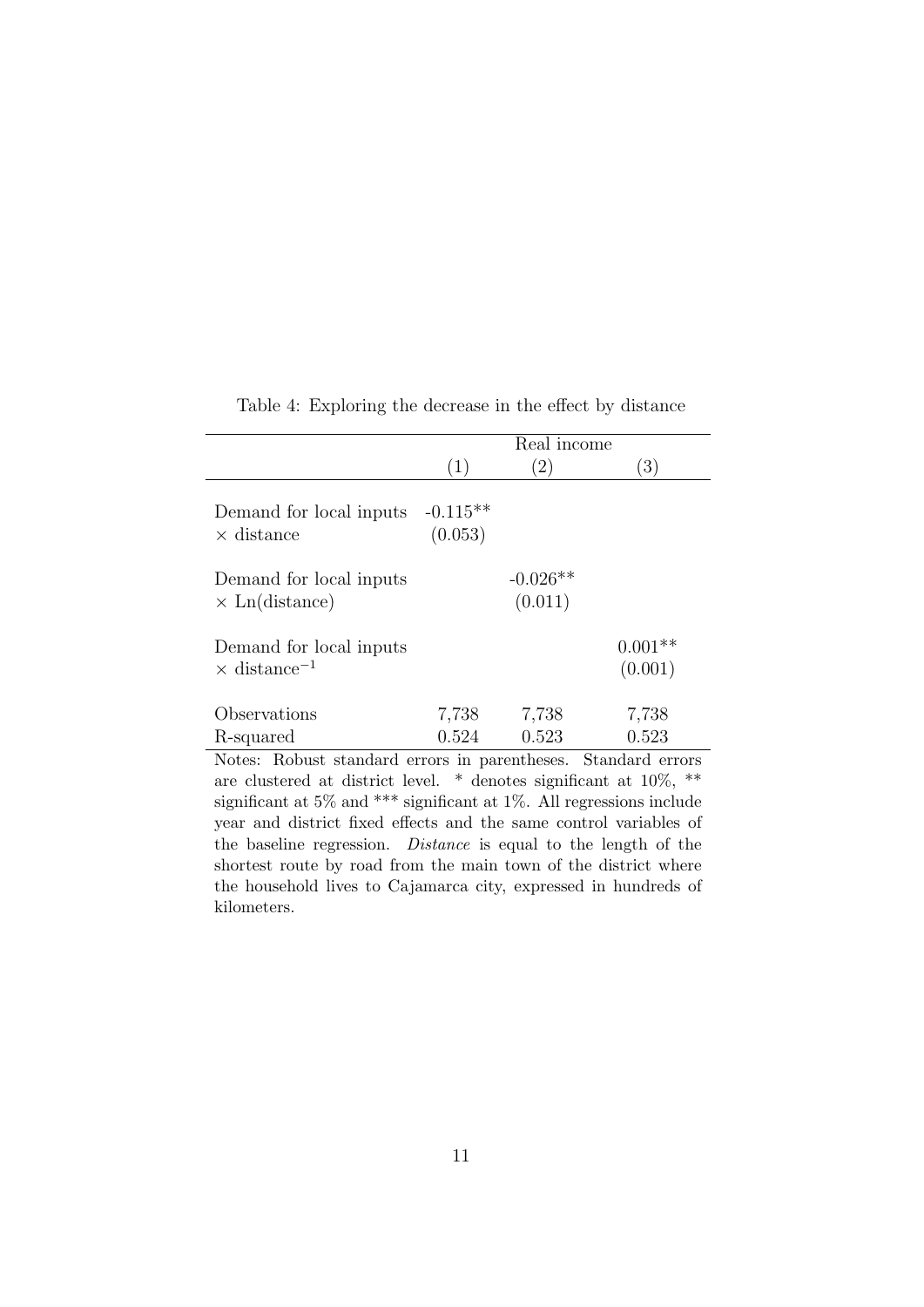Table 4: Exploring the decrease in the effect by distance

| | Real income | | |
|---|---|---|---|
| | (1) | (2) | (3) |
| Demand for local inputs $\times$ distance | -0.115** (0.053) | | |
| Demand for local inputs $\times$ Ln(distance) | | -0.026** (0.011) | |
| Demand for local inputs $\times$ distance$^{-1}$ | | | 0.001** (0.001) |
| Observations | 7,738 | 7,738 | 7,738 |
| R-squared | 0.524 | 0.523 | 0.523 |

Notes: Robust standard errors in parentheses. Standard errors are clustered at district level. * denotes significant at 10%, ** significant at 5% and *** significant at 1%. All regressions include year and district fixed effects and the same control variables of the baseline regression. *Distance* is equal to the length of the shortest route by road from the main town of the district where the household lives to Cajamarca city, expressed in hundreds of kilometers.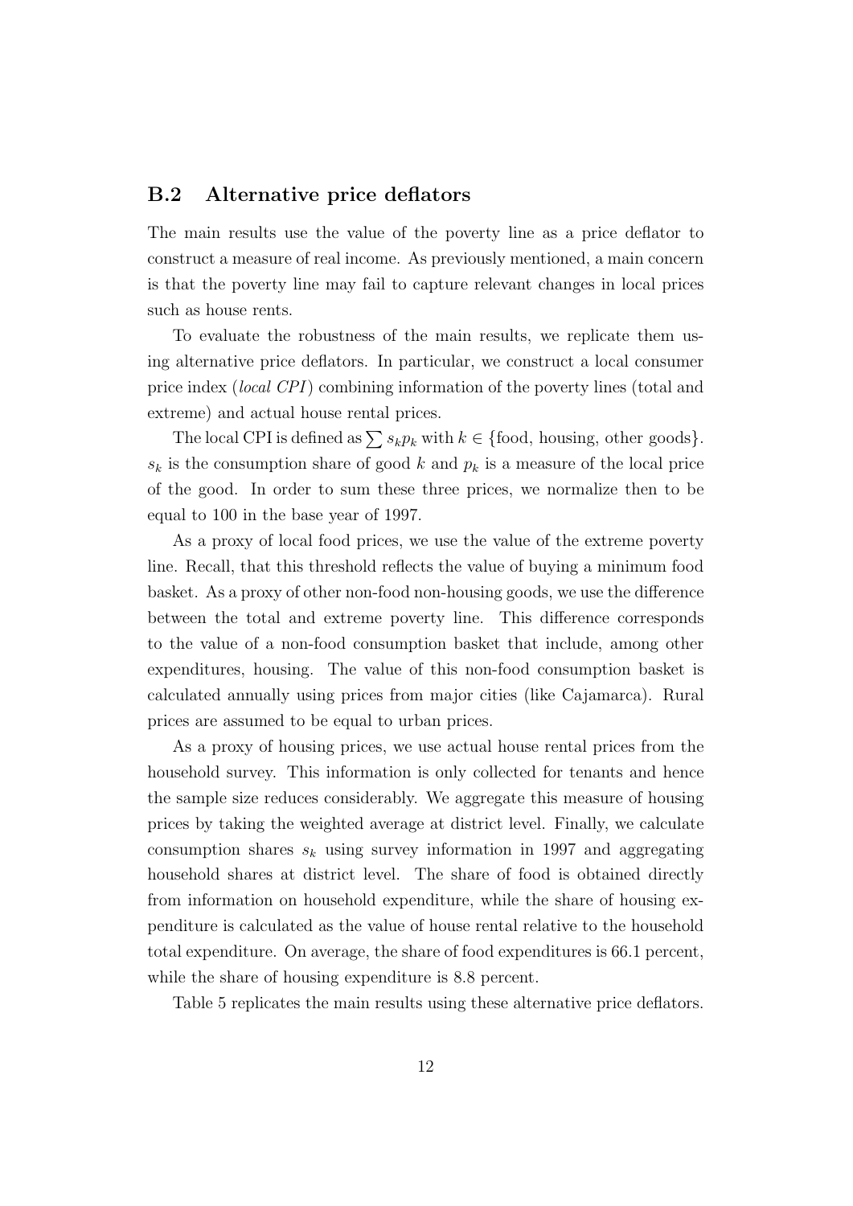### B.2 Alternative price deflators

The main results use the value of the poverty line as a price deflator to construct a measure of real income. As previously mentioned, a main concern is that the poverty line may fail to capture relevant changes in local prices such as house rents.

To evaluate the robustness of the main results, we replicate them using alternative price deflators. In particular, we construct a local consumer price index (*local CPI*) combining information of the poverty lines (total and extreme) and actual house rental prices.

The local CPI is defined as $\sum s_k p_k$ with $k \in \{\text{food, housing, other goods}\}$. $s_k$ is the consumption share of good $k$ and $p_k$ is a measure of the local price of the good. In order to sum these three prices, we normalize then to be equal to 100 in the base year of 1997.

As a proxy of local food prices, we use the value of the extreme poverty line. Recall, that this threshold reflects the value of buying a minimum food basket. As a proxy of other non-food non-housing goods, we use the difference between the total and extreme poverty line. This difference corresponds to the value of a non-food consumption basket that include, among other expenditures, housing. The value of this non-food consumption basket is calculated annually using prices from major cities (like Cajamarca). Rural prices are assumed to be equal to urban prices.

As a proxy of housing prices, we use actual house rental prices from the household survey. This information is only collected for tenants and hence the sample size reduces considerably. We aggregate this measure of housing prices by taking the weighted average at district level. Finally, we calculate consumption shares $s_k$ using survey information in 1997 and aggregating household shares at district level. The share of food is obtained directly from information on household expenditure, while the share of housing expenditure is calculated as the value of house rental relative to the household total expenditure. On average, the share of food expenditures is 66.1 percent, while the share of housing expenditure is 8.8 percent.

Table 5 replicates the main results using these alternative price deflators.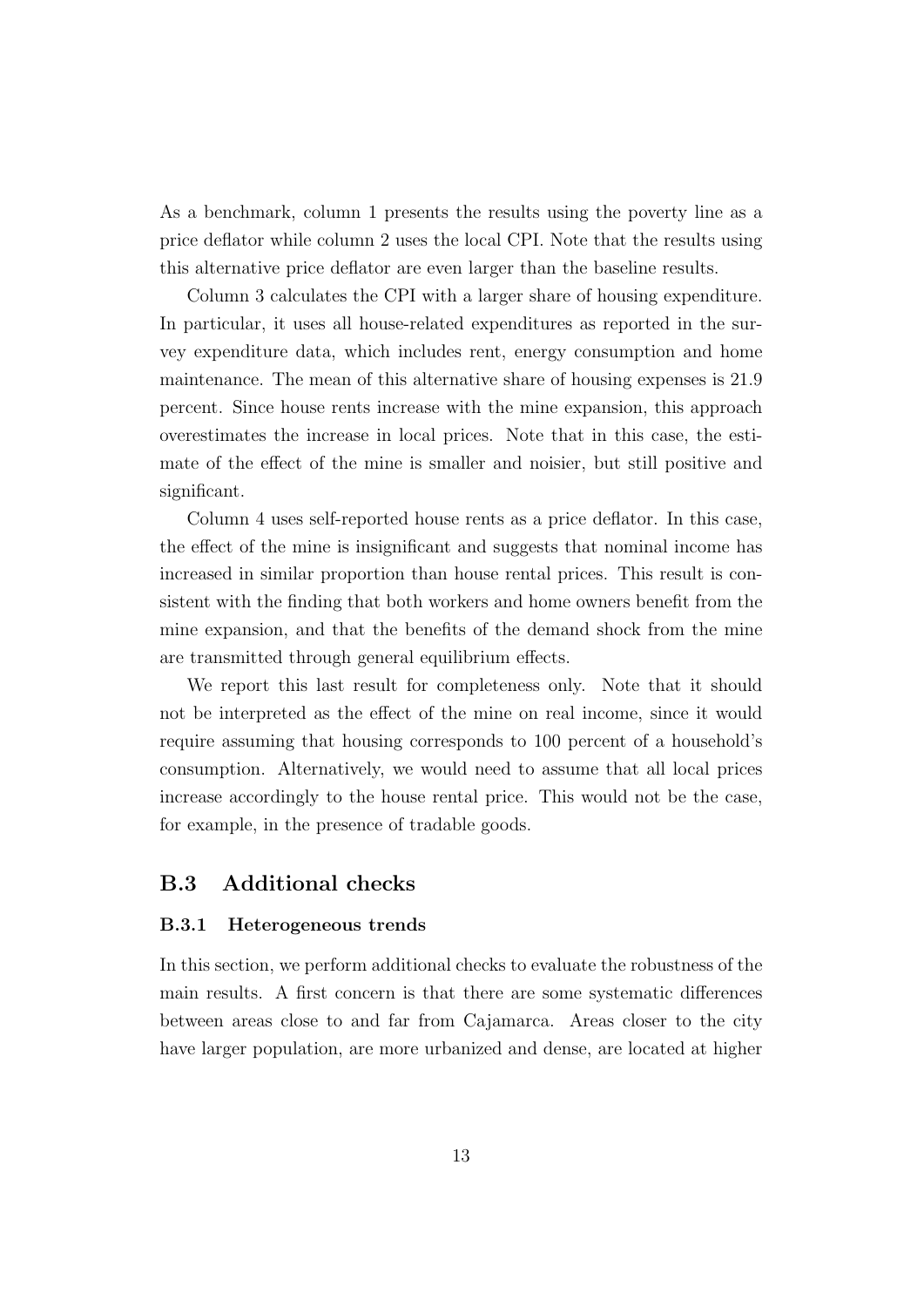As a benchmark, column 1 presents the results using the poverty line as a price deflator while column 2 uses the local CPI. Note that the results using this alternative price deflator are even larger than the baseline results.

Column 3 calculates the CPI with a larger share of housing expenditure. In particular, it uses all house-related expenditures as reported in the survey expenditure data, which includes rent, energy consumption and home maintenance. The mean of this alternative share of housing expenses is 21.9 percent. Since house rents increase with the mine expansion, this approach overestimates the increase in local prices. Note that in this case, the estimate of the effect of the mine is smaller and noisier, but still positive and significant.

Column 4 uses self-reported house rents as a price deflator. In this case, the effect of the mine is insignificant and suggests that nominal income has increased in similar proportion than house rental prices. This result is consistent with the finding that both workers and home owners benefit from the mine expansion, and that the benefits of the demand shock from the mine are transmitted through general equilibrium effects.

We report this last result for completeness only. Note that it should not be interpreted as the effect of the mine on real income, since it would require assuming that housing corresponds to 100 percent of a household's consumption. Alternatively, we would need to assume that all local prices increase accordingly to the house rental price. This would not be the case, for example, in the presence of tradable goods.

## B.3 Additional checks

### B.3.1 Heterogeneous trends

In this section, we perform additional checks to evaluate the robustness of the main results. A first concern is that there are some systematic differences between areas close to and far from Cajamarca. Areas closer to the city have larger population, are more urbanized and dense, are located at higher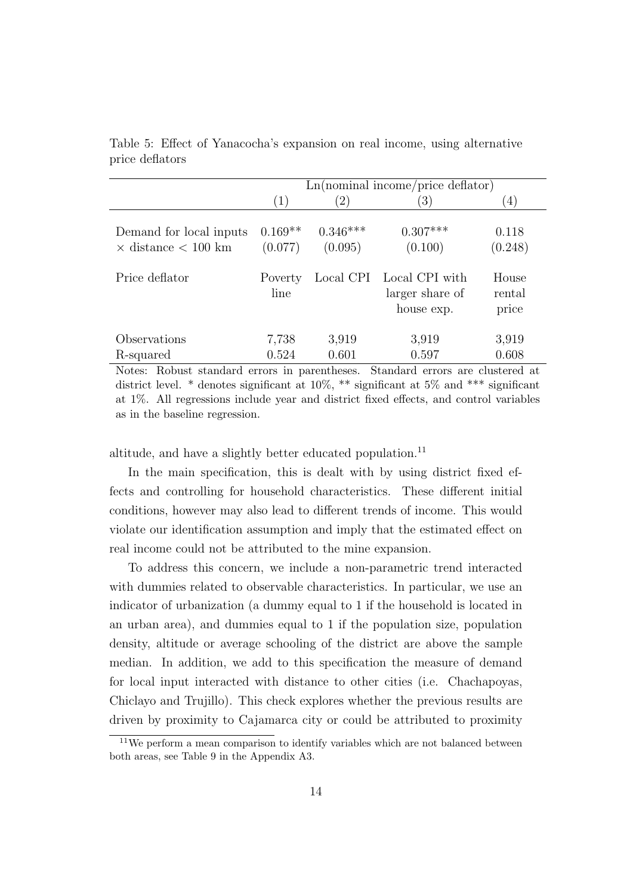Table 5: Effect of Yanacocha's expansion on real income, using alternative price deflators

| | Ln(nominal income/price deflator) | | | |
|---|---|---|---|---|
| | (1) | (2) | (3) | (4) |
| Demand for local inputs | 0.169** | 0.346*** | 0.307*** | 0.118 |
| $\times$ distance $<$ 100 km | (0.077) | (0.095) | (0.100) | (0.248) |
| Price deflator | Poverty line | Local CPI | Local CPI with larger share of house exp. | House rental price |
| Observations | 7,738 | 3,919 | 3,919 | 3,919 |
| R-squared | 0.524 | 0.601 | 0.597 | 0.608 |

Notes: Robust standard errors in parentheses. Standard errors are clustered at district level. * denotes significant at 10%, ** significant at 5% and *** significant at 1%. All regressions include year and district fixed effects, and control variables as in the baseline regression.

altitude, and have a slightly better educated population.[11]

In the main specification, this is dealt with by using district fixed effects and controlling for household characteristics. These different initial conditions, however may also lead to different trends of income. This would violate our identification assumption and imply that the estimated effect on real income could not be attributed to the mine expansion.

To address this concern, we include a non-parametric trend interacted with dummies related to observable characteristics. In particular, we use an indicator of urbanization (a dummy equal to 1 if the household is located in an urban area), and dummies equal to 1 if the population size, population density, altitude or average schooling of the district are above the sample median. In addition, we add to this specification the measure of demand for local input interacted with distance to other cities (i.e. Chachapoyas, Chiclayo and Trujillo). This check explores whether the previous results are driven by proximity to Cajamarca city or could be attributed to proximity

[11] We perform a mean comparison to identify variables which are not balanced between both areas, see Table 9 in the Appendix A3.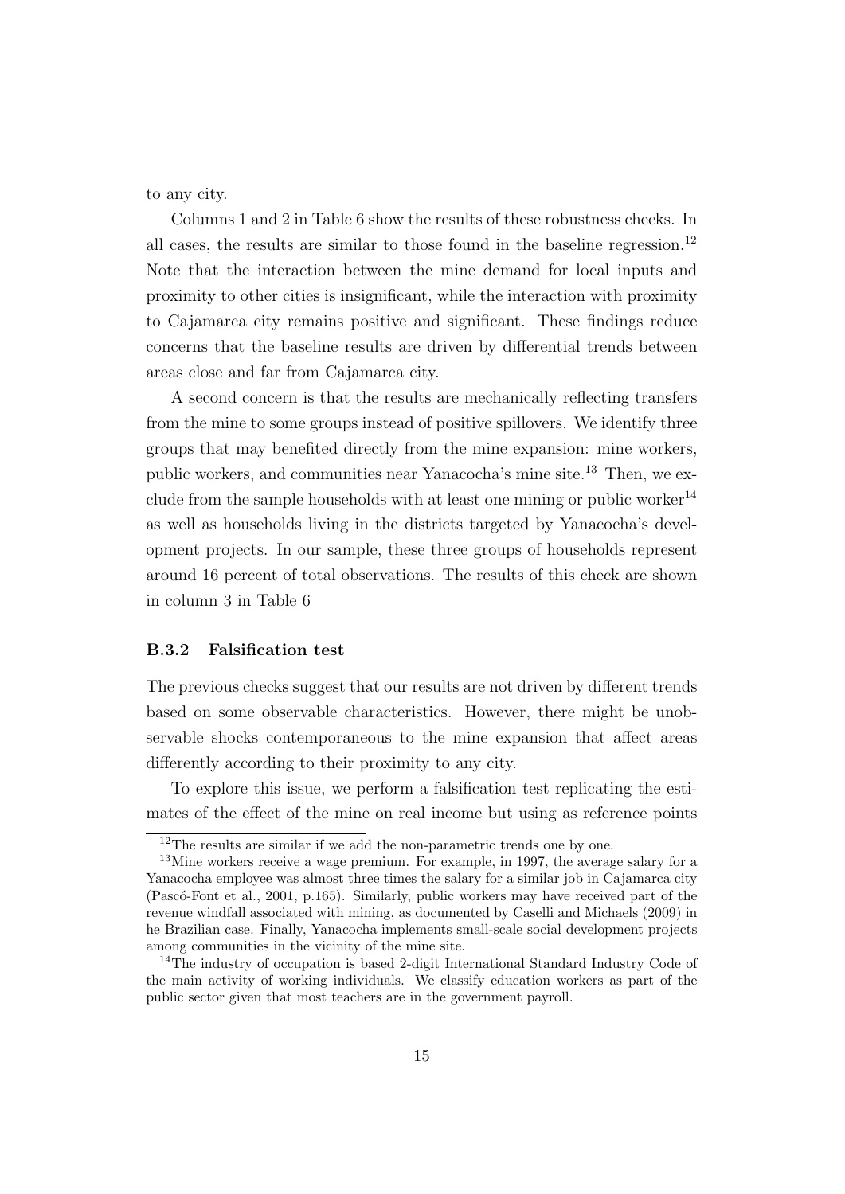to any city.

Columns 1 and 2 in Table 6 show the results of these robustness checks. In all cases, the results are similar to those found in the baseline regression.[12] Note that the interaction between the mine demand for local inputs and proximity to other cities is insignificant, while the interaction with proximity to Cajamarca city remains positive and significant. These findings reduce concerns that the baseline results are driven by differential trends between areas close and far from Cajamarca city.

A second concern is that the results are mechanically reflecting transfers from the mine to some groups instead of positive spillovers. We identify three groups that may benefited directly from the mine expansion: mine workers, public workers, and communities near Yanacocha's mine site.[13] Then, we exclude from the sample households with at least one mining or public worker[14] as well as households living in the districts targeted by Yanacocha's development projects. In our sample, these three groups of households represent around 16 percent of total observations. The results of this check are shown in column 3 in Table 6

### B.3.2 Falsification test

The previous checks suggest that our results are not driven by different trends based on some observable characteristics. However, there might be unobservable shocks contemporaneous to the mine expansion that affect areas differently according to their proximity to any city.

To explore this issue, we perform a falsification test replicating the estimates of the effect of the mine on real income but using as reference points

---

[12] The results are similar if we add the non-parametric trends one by one.

[13] Mine workers receive a wage premium. For example, in 1997, the average salary for a Yanacocha employee was almost three times the salary for a similar job in Cajamarca city (Pascó-Font et al., 2001, p.165). Similarly, public workers may have received part of the revenue windfall associated with mining, as documented by Caselli and Michaels (2009) in he Brazilian case. Finally, Yanacocha implements small-scale social development projects among communities in the vicinity of the mine site.

[14] The industry of occupation is based 2-digit International Standard Industry Code of the main activity of working individuals. We classify education workers as part of the public sector given that most teachers are in the government payroll.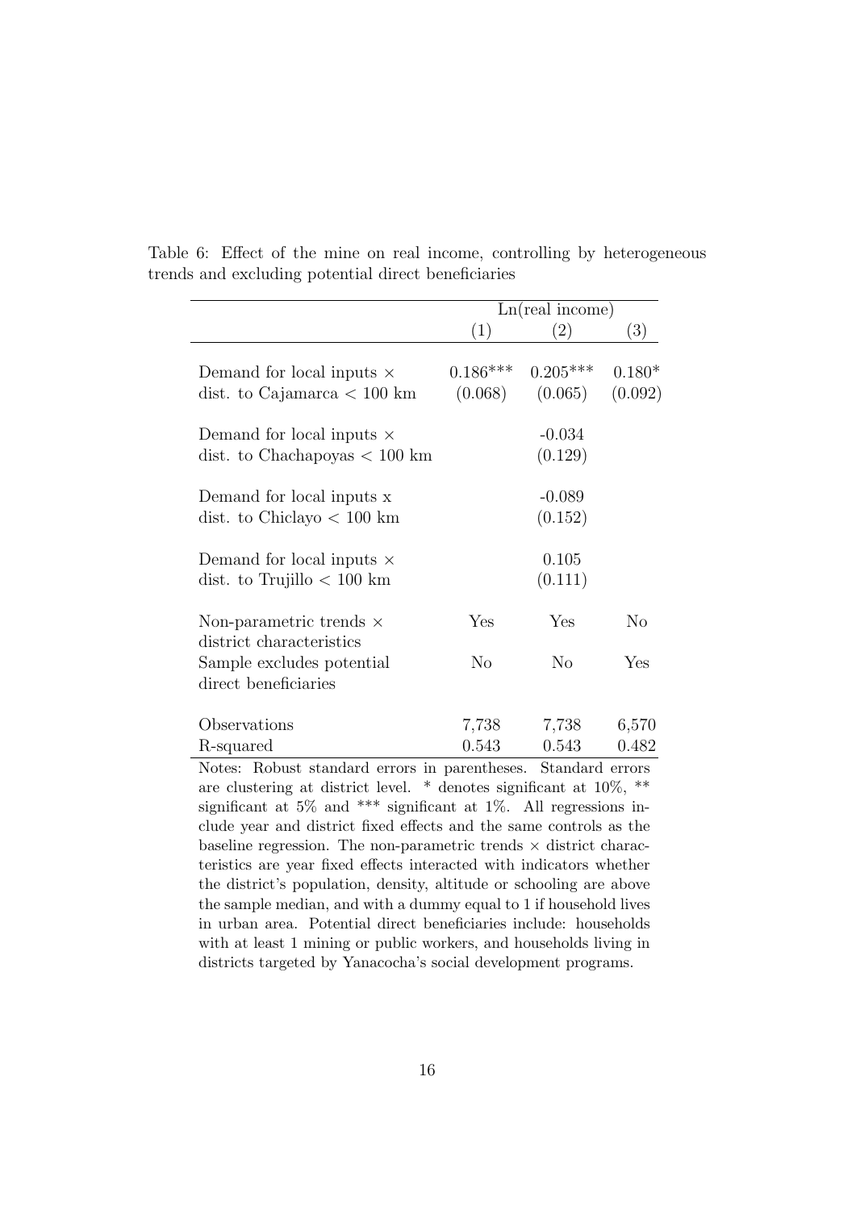Table 6: Effect of the mine on real income, controlling by heterogeneous trends and excluding potential direct beneficiaries

| | Ln(real income) | | |
|---|---|---|---|
| | (1) | (2) | (3) |
| Demand for local inputs × dist. to Cajamarca < 100 km | 0.186*** | 0.205*** | 0.180* |
| | (0.068) | (0.065) | (0.092) |
| Demand for local inputs × dist. to Chachapoyas < 100 km | | -0.034 | |
| | | (0.129) | |
| Demand for local inputs x dist. to Chiclayo < 100 km | | -0.089 | |
| | | (0.152) | |
| Demand for local inputs × dist. to Trujillo < 100 km | | 0.105 | |
| | | (0.111) | |
| Non-parametric trends × district characteristics | Yes | Yes | No |
| Sample excludes potential direct beneficiaries | No | No | Yes |
| Observations | 7,738 | 7,738 | 6,570 |
| R-squared | 0.543 | 0.543 | 0.482 |

Notes: Robust standard errors in parentheses. Standard errors are clustering at district level. * denotes significant at 10%, ** significant at 5% and *** significant at 1%. All regressions include year and district fixed effects and the same controls as the baseline regression. The non-parametric trends × district characteristics are year fixed effects interacted with indicators whether the district's population, density, altitude or schooling are above the sample median, and with a dummy equal to 1 if household lives in urban area. Potential direct beneficiaries include: households with at least 1 mining or public workers, and households living in districts targeted by Yanacocha's social development programs.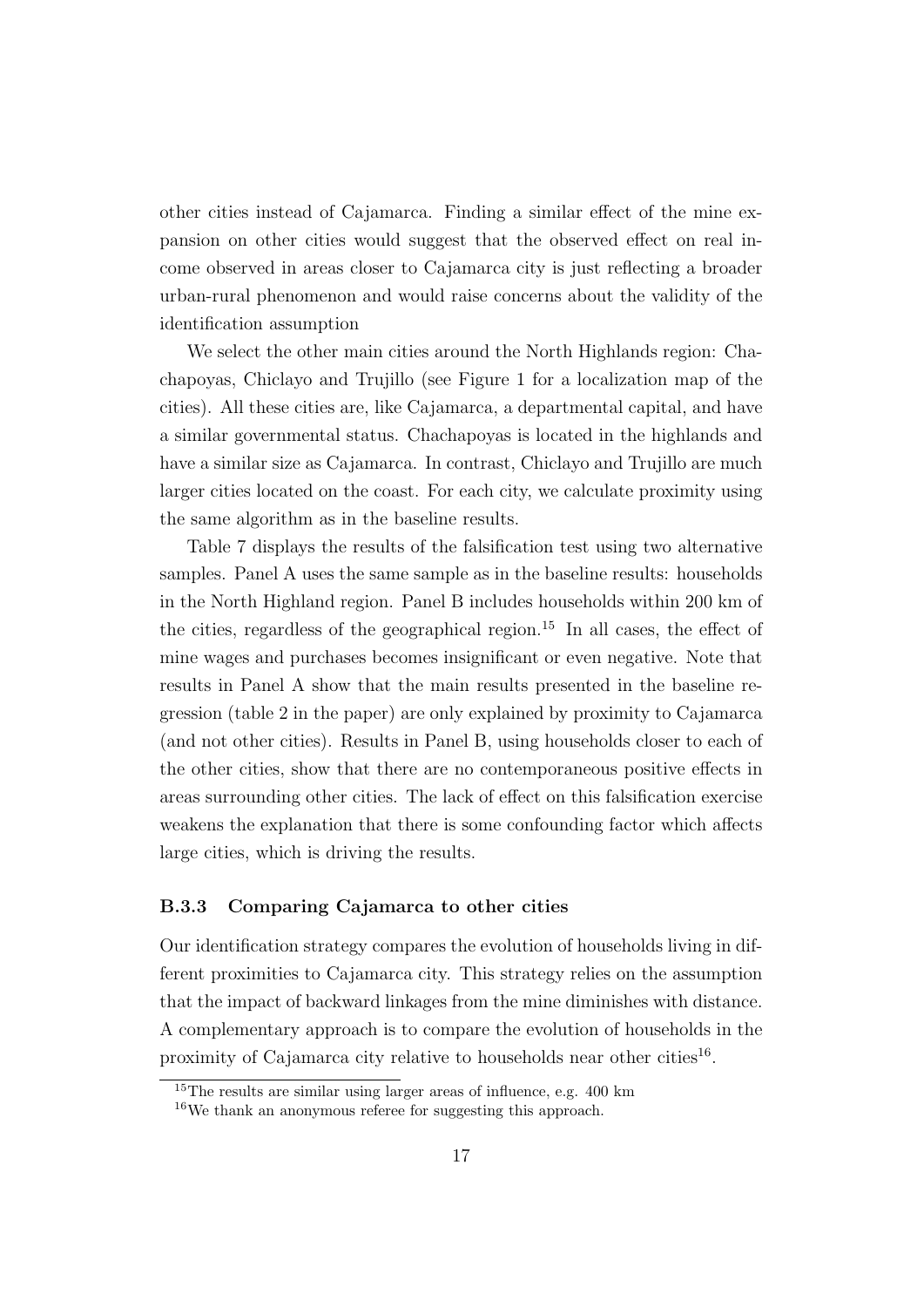other cities instead of Cajamarca. Finding a similar effect of the mine expansion on other cities would suggest that the observed effect on real income observed in areas closer to Cajamarca city is just reflecting a broader urban-rural phenomenon and would raise concerns about the validity of the identification assumption

We select the other main cities around the North Highlands region: Chachapoyas, Chiclayo and Trujillo (see Figure 1 for a localization map of the cities). All these cities are, like Cajamarca, a departmental capital, and have a similar governmental status. Chachapoyas is located in the highlands and have a similar size as Cajamarca. In contrast, Chiclayo and Trujillo are much larger cities located on the coast. For each city, we calculate proximity using the same algorithm as in the baseline results.

Table 7 displays the results of the falsification test using two alternative samples. Panel A uses the same sample as in the baseline results: households in the North Highland region. Panel B includes households within 200 km of the cities, regardless of the geographical region.[15] In all cases, the effect of mine wages and purchases becomes insignificant or even negative. Note that results in Panel A show that the main results presented in the baseline regression (table 2 in the paper) are only explained by proximity to Cajamarca (and not other cities). Results in Panel B, using households closer to each of the other cities, show that there are no contemporaneous positive effects in areas surrounding other cities. The lack of effect on this falsification exercise weakens the explanation that there is some confounding factor which affects large cities, which is driving the results.

### B.3.3 Comparing Cajamarca to other cities

Our identification strategy compares the evolution of households living in different proximities to Cajamarca city. This strategy relies on the assumption that the impact of backward linkages from the mine diminishes with distance. A complementary approach is to compare the evolution of households in the proximity of Cajamarca city relative to households near other cities[16].

[15] The results are similar using larger areas of influence, e.g. 400 km

[16] We thank an anonymous referee for suggesting this approach.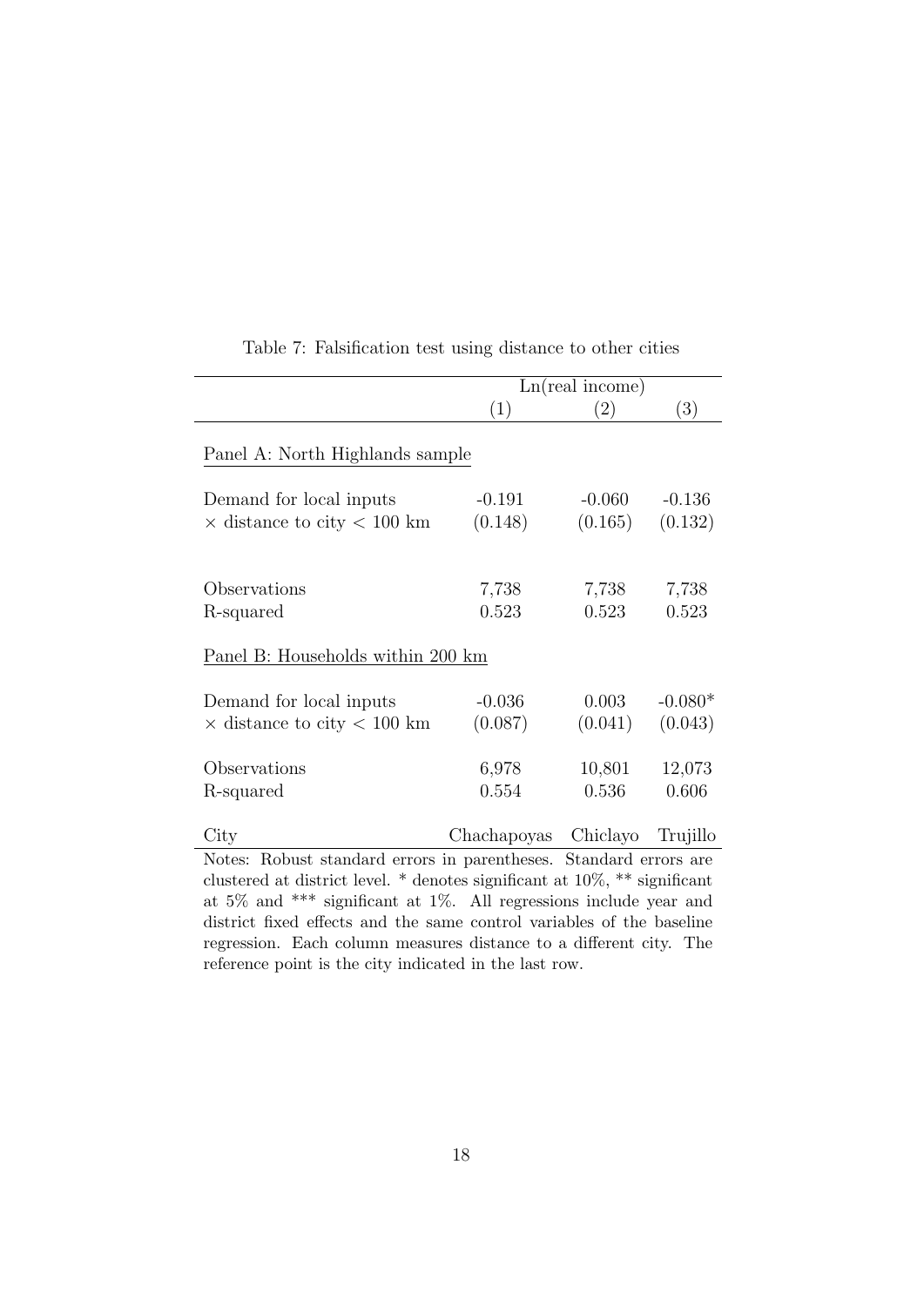Table 7: Falsification test using distance to other cities

| | Ln(real income) | | |
|---|---|---|---|
| | (1) | (2) | (3) |
| Panel A: North Highlands sample | | | |
| Demand for local inputs | -0.191 | -0.060 | -0.136 |
| $\times$ distance to city $<$ 100 km | (0.148) | (0.165) | (0.132) |
| Observations | 7,738 | 7,738 | 7,738 |
| R-squared | 0.523 | 0.523 | 0.523 |
| Panel B: Households within 200 km | | | |
| Demand for local inputs | -0.036 | 0.003 | -0.080* |
| $\times$ distance to city $<$ 100 km | (0.087) | (0.041) | (0.043) |
| Observations | 6,978 | 10,801 | 12,073 |
| R-squared | 0.554 | 0.536 | 0.606 |
| City | Chachapoyas | Chiclayo | Trujillo |

Notes: Robust standard errors in parentheses. Standard errors are clustered at district level. * denotes significant at 10%, ** significant at 5% and *** significant at 1%. All regressions include year and district fixed effects and the same control variables of the baseline regression. Each column measures distance to a different city. The reference point is the city indicated in the last row.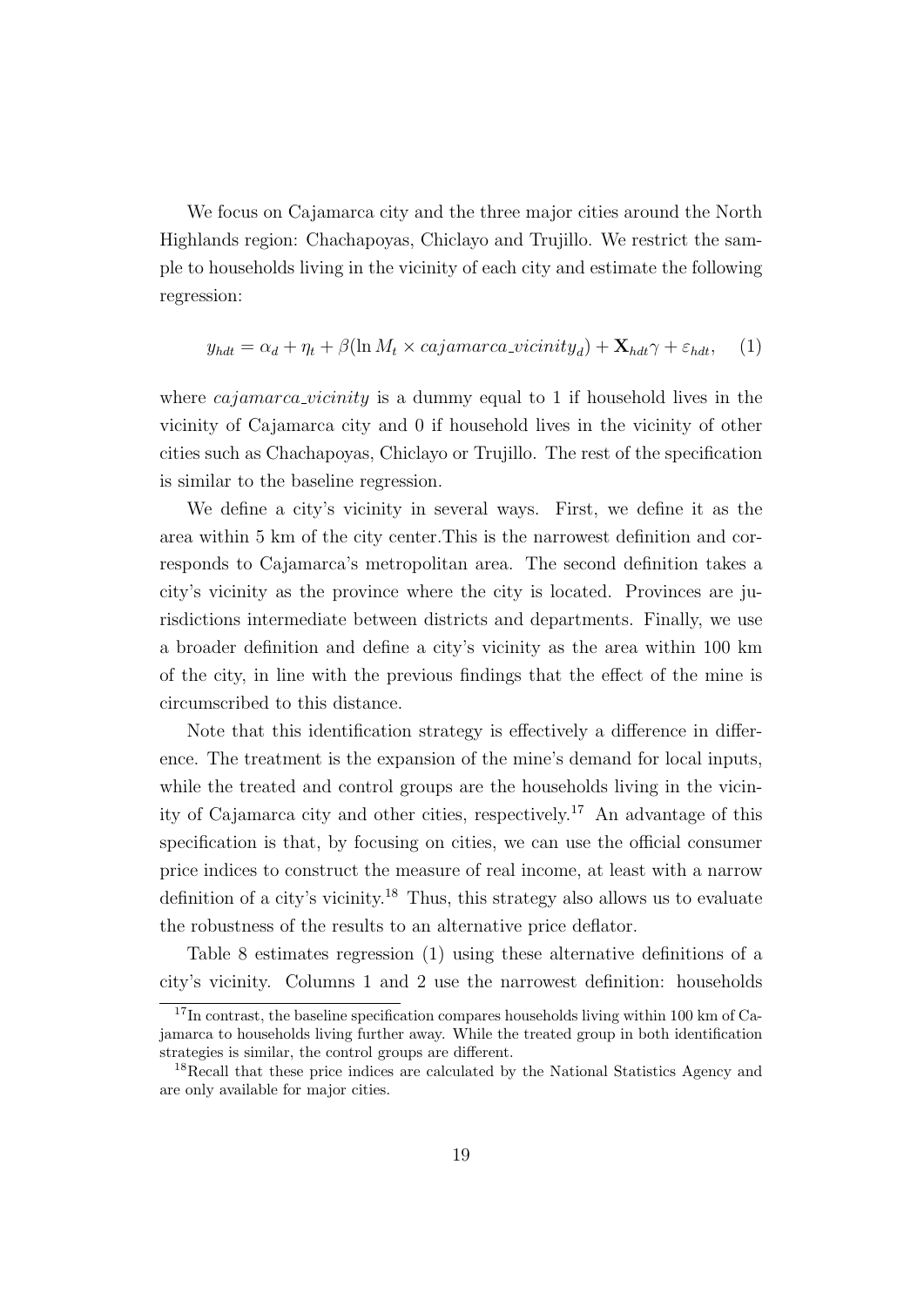We focus on Cajamarca city and the three major cities around the North Highlands region: Chachapoyas, Chiclayo and Trujillo. We restrict the sample to households living in the vicinity of each city and estimate the following regression:

$$y_{hdt} = \alpha_d + \eta_t + \beta(\ln M_t \times cajamarca\_vicinity_d) + \mathbf{X}_{hdt}\gamma + \varepsilon_{hdt}, \quad (1)$$

where *cajamarca_vicinity* is a dummy equal to 1 if household lives in the vicinity of Cajamarca city and 0 if household lives in the vicinity of other cities such as Chachapoyas, Chiclayo or Trujillo. The rest of the specification is similar to the baseline regression.

We define a city's vicinity in several ways. First, we define it as the area within 5 km of the city center.This is the narrowest definition and corresponds to Cajamarca's metropolitan area. The second definition takes a city's vicinity as the province where the city is located. Provinces are jurisdictions intermediate between districts and departments. Finally, we use a broader definition and define a city's vicinity as the area within 100 km of the city, in line with the previous findings that the effect of the mine is circumscribed to this distance.

Note that this identification strategy is effectively a difference in difference. The treatment is the expansion of the mine's demand for local inputs, while the treated and control groups are the households living in the vicinity of Cajamarca city and other cities, respectively.[17] An advantage of this specification is that, by focusing on cities, we can use the official consumer price indices to construct the measure of real income, at least with a narrow definition of a city's vicinity.[18] Thus, this strategy also allows us to evaluate the robustness of the results to an alternative price deflator.

Table 8 estimates regression (1) using these alternative definitions of a city's vicinity. Columns 1 and 2 use the narrowest definition: households

[17] In contrast, the baseline specification compares households living within 100 km of Cajamarca to households living further away. While the treated group in both identification strategies is similar, the control groups are different.

[18] Recall that these price indices are calculated by the National Statistics Agency and are only available for major cities.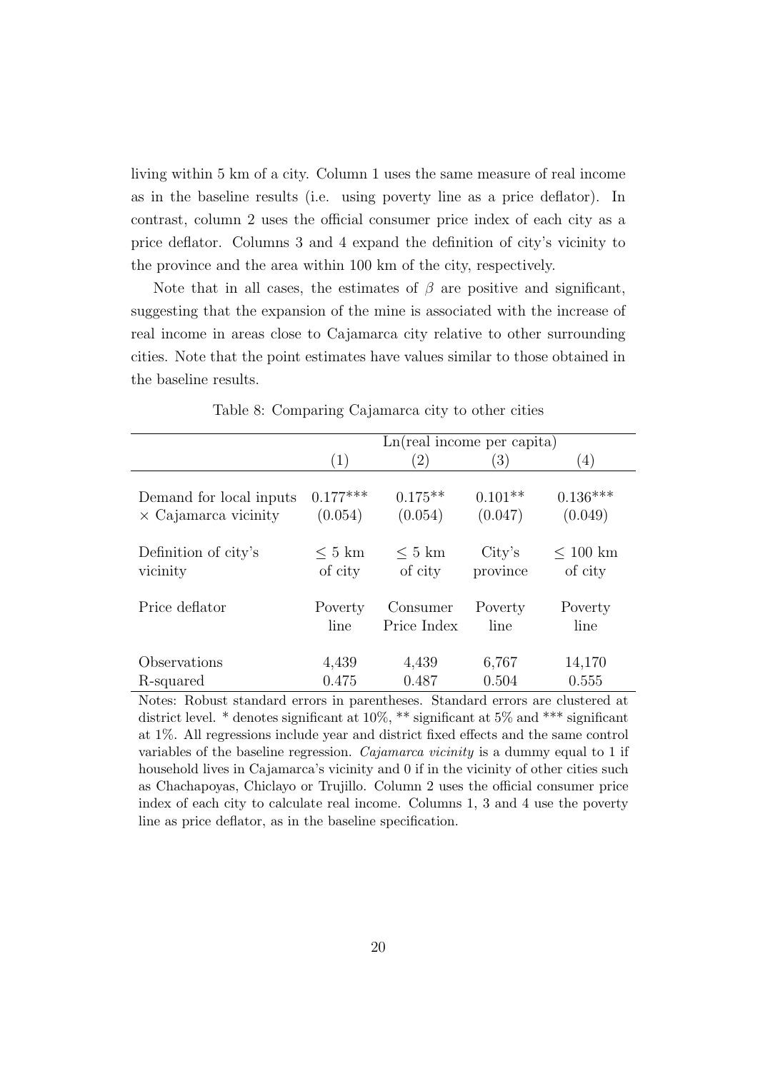living within 5 km of a city. Column 1 uses the same measure of real income as in the baseline results (i.e. using poverty line as a price deflator). In contrast, column 2 uses the official consumer price index of each city as a price deflator. Columns 3 and 4 expand the definition of city's vicinity to the province and the area within 100 km of the city, respectively.

Note that in all cases, the estimates of $\beta$ are positive and significant, suggesting that the expansion of the mine is associated with the increase of real income in areas close to Cajamarca city relative to other surrounding cities. Note that the point estimates have values similar to those obtained in the baseline results.

Table 8: Comparing Cajamarca city to other cities

| | Ln(real income per capita) | | | |
|---|---|---|---|---|
| | (1) | (2) | (3) | (4) |
| Demand for local inputs | 0.177*** | 0.175** | 0.101** | 0.136*** |
| $\times$ Cajamarca vicinity | (0.054) | (0.054) | (0.047) | (0.049) |
| Definition of city's vicinity | $\leq$ 5 km of city | $\leq$ 5 km of city | City's province | $\leq$ 100 km of city |
| Price deflator | Poverty line | Consumer Price Index | Poverty line | Poverty line |
| Observations | 4,439 | 4,439 | 6,767 | 14,170 |
| R-squared | 0.475 | 0.487 | 0.504 | 0.555 |

Notes: Robust standard errors in parentheses. Standard errors are clustered at district level. * denotes significant at 10%, ** significant at 5% and *** significant at 1%. All regressions include year and district fixed effects and the same control variables of the baseline regression. *Cajamarca vicinity* is a dummy equal to 1 if household lives in Cajamarca's vicinity and 0 if in the vicinity of other cities such as Chachapoyas, Chiclayo or Trujillo. Column 2 uses the official consumer price index of each city to calculate real income. Columns 1, 3 and 4 use the poverty line as price deflator, as in the baseline specification.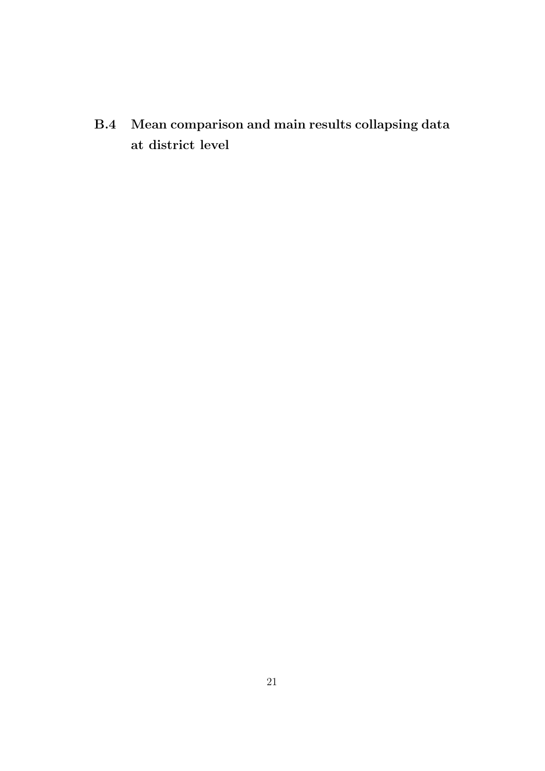### B.4 Mean comparison and main results collapsing data at district level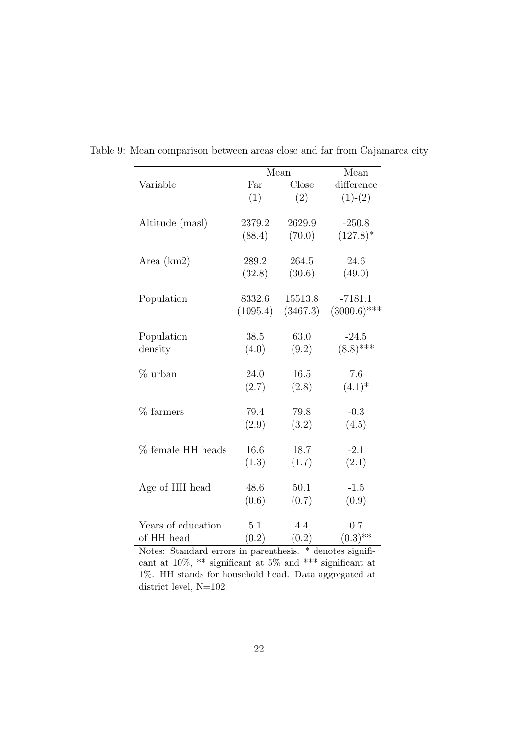Table 9: Mean comparison between areas close and far from Cajamarca city

| Variable | Mean Far (1) | Mean Close (2) | Mean difference (1)-(2) |
|---|---|---|---|
| Altitude (masl) | 2379.2 | 2629.9 | -250.8 |
| | (88.4) | (70.0) | (127.8)* |
| Area (km2) | 289.2 | 264.5 | 24.6 |
| | (32.8) | (30.6) | (49.0) |
| Population | 8332.6 | 15513.8 | -7181.1 |
| | (1095.4) | (3467.3) | (3000.6)*** |
| Population density | 38.5 | 63.0 | -24.5 |
| | (4.0) | (9.2) | (8.8)*** |
| % urban | 24.0 | 16.5 | 7.6 |
| | (2.7) | (2.8) | (4.1)* |
| % farmers | 79.4 | 79.8 | -0.3 |
| | (2.9) | (3.2) | (4.5) |
| % female HH heads | 16.6 | 18.7 | -2.1 |
| | (1.3) | (1.7) | (2.1) |
| Age of HH head | 48.6 | 50.1 | -1.5 |
| | (0.6) | (0.7) | (0.9) |
| Years of education of HH head | 5.1 | 4.4 | 0.7 |
| | (0.2) | (0.2) | (0.3)** |

Notes: Standard errors in parenthesis. * denotes significant at 10%, ** significant at 5% and *** significant at 1%. HH stands for household head. Data aggregated at district level, N=102.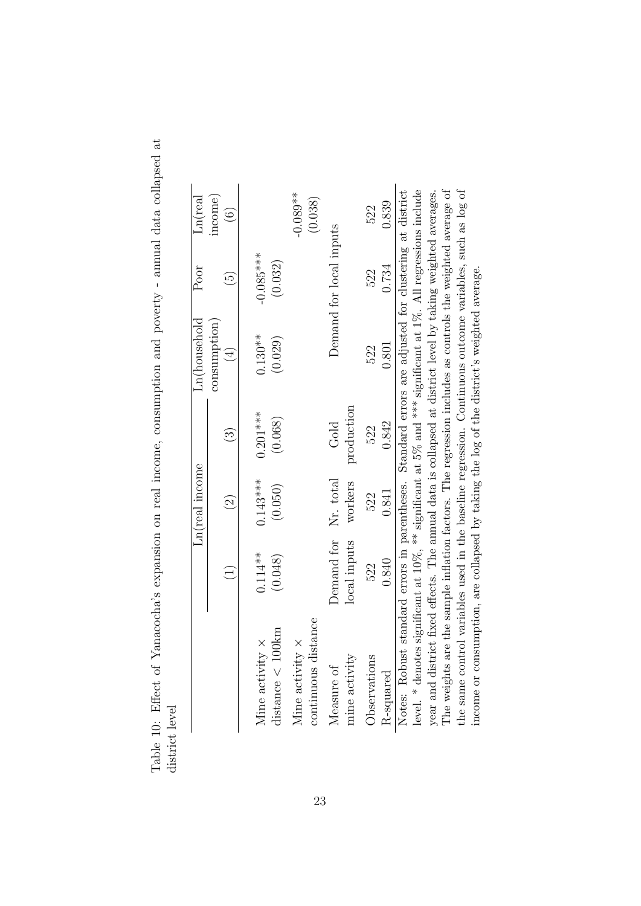Table 10: Effect of Yanacocha's expansion on real income, consumption and poverty - annual data collapsed at district level

| | Ln(real income | | | Ln(household consumption) | Poor | Ln(real income) |
|---|---|---|---|---|---|---|
| | (1) | (2) | (3) | (4) | (5) | (6) |
| Mine activity × distance < 100km | 0.114** (0.048) | 0.143*** (0.050) | 0.201*** (0.068) | 0.130** (0.029) | -0.085*** (0.032) | |
| Mine activity × continuous distance | | | | | | -0.089** (0.038) |
| Measure of mine activity | Demand for local inputs | Nr. total workers | Gold production | Demand for local inputs | | |
| Observations | 522 | 522 | 522 | 522 | 522 | 522 |
| R-squared | 0.840 | 0.841 | 0.842 | 0.801 | 0.734 | 0.839 |

Notes: Robust standard errors in parentheses. Standard errors are adjusted for clustering at district level. * denotes significant at 10%, ** significant at 5% and *** significant at 1%. All regressions include year and district fixed effects. The annual data is collapsed at district level by taking weighted averages. The weights are the sample inflation factors. The regression includes as controls the weighted average of the same control variables used in the baseline regression. Continuous outcome variables, such as log of income or consumption, are collapsed by taking the log of the district's weighted average.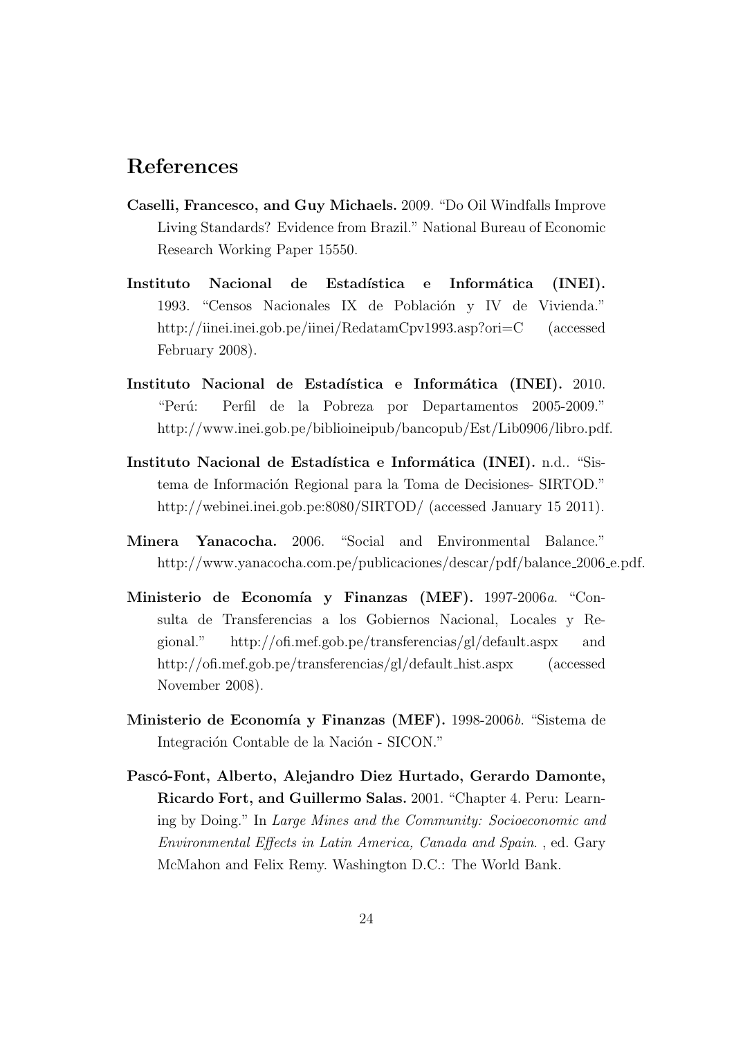# References

**Caselli, Francesco, and Guy Michaels.** 2009. "Do Oil Windfalls Improve Living Standards? Evidence from Brazil." National Bureau of Economic Research Working Paper 15550.

**Instituto Nacional de Estadística e Informática (INEI).** 1993. "Censos Nacionales IX de Población y IV de Vivienda." http://iinei.inei.gob.pe/iinei/RedatamCpv1993.asp?ori=C (accessed February 2008).

**Instituto Nacional de Estadística e Informática (INEI).** 2010. "Perú: Perfil de la Pobreza por Departamentos 2005-2009." http://www.inei.gob.pe/biblioineipub/bancopub/Est/Lib0906/libro.pdf.

**Instituto Nacional de Estadística e Informática (INEI).** n.d.. "Sistema de Información Regional para la Toma de Decisiones- SIRTOD." http://webinei.inei.gob.pe:8080/SIRTOD/ (accessed January 15 2011).

**Minera Yanacocha.** 2006. "Social and Environmental Balance." http://www.yanacocha.com.pe/publicaciones/descar/pdf/balance_2006_e.pdf.

**Ministerio de Economía y Finanzas (MEF).** 1997-2006*a*. "Consulta de Transferencias a los Gobiernos Nacional, Locales y Regional." http://ofi.mef.gob.pe/transferencias/gl/default.aspx and http://ofi.mef.gob.pe/transferencias/gl/default_hist.aspx (accessed November 2008).

**Ministerio de Economía y Finanzas (MEF).** 1998-2006*b*. "Sistema de Integración Contable de la Nación - SICON."

**Pascó-Font, Alberto, Alejandro Diez Hurtado, Gerardo Damonte, Ricardo Fort, and Guillermo Salas.** 2001. "Chapter 4. Peru: Learning by Doing." In *Large Mines and the Community: Socioeconomic and Environmental Effects in Latin America, Canada and Spain*. , ed. Gary McMahon and Felix Remy. Washington D.C.: The World Bank.